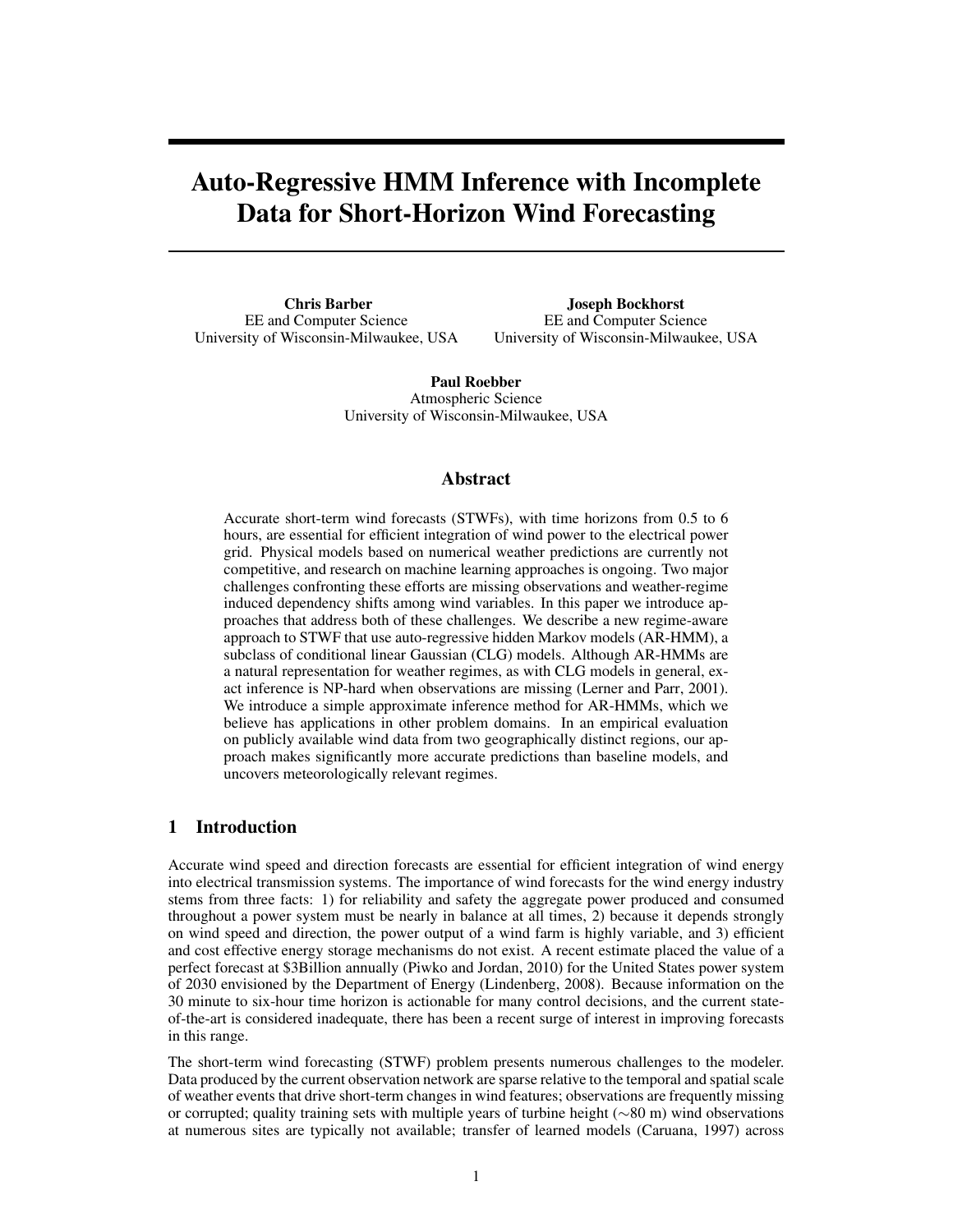# Auto-Regressive HMM Inference with Incomplete Data for Short-Horizon Wind Forecasting

**Chris Barber**
EE and Computer Science
University of Wisconsin-Milwaukee, USA

**Joseph Bockhorst**
EE and Computer Science
University of Wisconsin-Milwaukee, USA

**Paul Roebber**
Atmospheric Science
University of Wisconsin-Milwaukee, USA

## Abstract

Accurate short-term wind forecasts (STWFs), with time horizons from 0.5 to 6 hours, are essential for efficient integration of wind power to the electrical power grid. Physical models based on numerical weather predictions are currently not competitive, and research on machine learning approaches is ongoing. Two major challenges confronting these efforts are missing observations and weather-regime induced dependency shifts among wind variables. In this paper we introduce approaches that address both of these challenges. We describe a new regime-aware approach to STWF that use auto-regressive hidden Markov models (AR-HMM), a subclass of conditional linear Gaussian (CLG) models. Although AR-HMMs are a natural representation for weather regimes, as with CLG models in general, exact inference is NP-hard when observations are missing (Lerner and Parr, 2001). We introduce a simple approximate inference method for AR-HMMs, which we believe has applications in other problem domains. In an empirical evaluation on publicly available wind data from two geographically distinct regions, our approach makes significantly more accurate predictions than baseline models, and uncovers meteorologically relevant regimes.

## 1 Introduction

Accurate wind speed and direction forecasts are essential for efficient integration of wind energy into electrical transmission systems. The importance of wind forecasts for the wind energy industry stems from three facts: 1) for reliability and safety the aggregate power produced and consumed throughout a power system must be nearly in balance at all times, 2) because it depends strongly on wind speed and direction, the power output of a wind farm is highly variable, and 3) efficient and cost effective energy storage mechanisms do not exist. A recent estimate placed the value of a perfect forecast at $3Billion annually (Piwko and Jordan, 2010) for the United States power system of 2030 envisioned by the Department of Energy (Lindenberg, 2008). Because information on the 30 minute to six-hour time horizon is actionable for many control decisions, and the current state-of-the-art is considered inadequate, there has been a recent surge of interest in improving forecasts in this range.

The short-term wind forecasting (STWF) problem presents numerous challenges to the modeler. Data produced by the current observation network are sparse relative to the temporal and spatial scale of weather events that drive short-term changes in wind features; observations are frequently missing or corrupted; quality training sets with multiple years of turbine height ($\sim$80 m) wind observations at numerous sites are typically not available; transfer of learned models (Caruana, 1997) across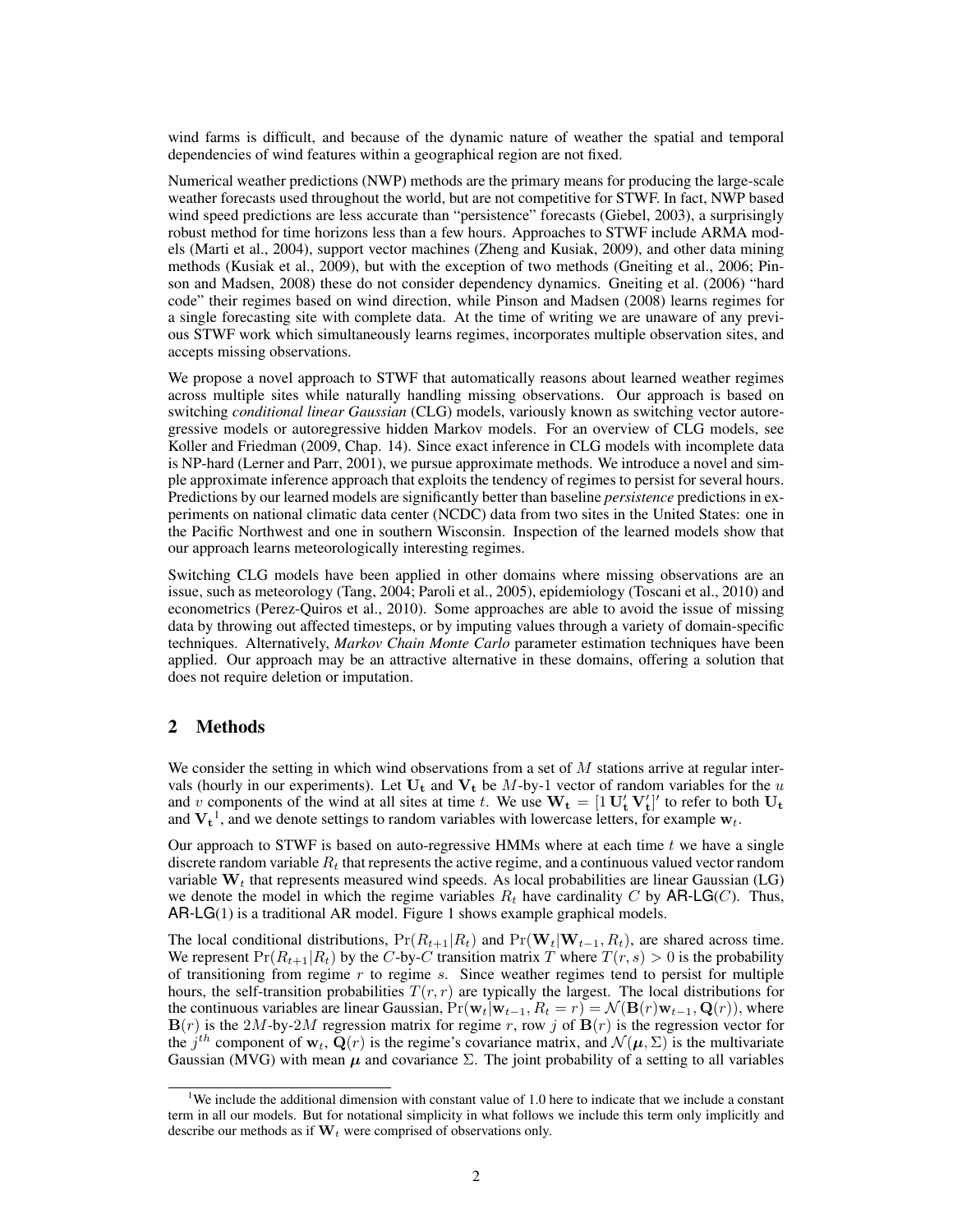wind farms is difficult, and because of the dynamic nature of weather the spatial and temporal dependencies of wind features within a geographical region are not fixed.

Numerical weather predictions (NWP) methods are the primary means for producing the large-scale weather forecasts used throughout the world, but are not competitive for STWF. In fact, NWP based wind speed predictions are less accurate than "persistence" forecasts (Giebel, 2003), a surprisingly robust method for time horizons less than a few hours. Approaches to STWF include ARMA models (Marti et al., 2004), support vector machines (Zheng and Kusiak, 2009), and other data mining methods (Kusiak et al., 2009), but with the exception of two methods (Gneiting et al., 2006; Pinson and Madsen, 2008) these do not consider dependency dynamics. Gneiting et al. (2006) "hard code" their regimes based on wind direction, while Pinson and Madsen (2008) learns regimes for a single forecasting site with complete data. At the time of writing we are unaware of any previous STWF work which simultaneously learns regimes, incorporates multiple observation sites, and accepts missing observations.

We propose a novel approach to STWF that automatically reasons about learned weather regimes across multiple sites while naturally handling missing observations. Our approach is based on switching *conditional linear Gaussian* (CLG) models, variously known as switching vector autoregressive models or autoregressive hidden Markov models. For an overview of CLG models, see Koller and Friedman (2009, Chap. 14). Since exact inference in CLG models with incomplete data is NP-hard (Lerner and Parr, 2001), we pursue approximate methods. We introduce a novel and simple approximate inference approach that exploits the tendency of regimes to persist for several hours. Predictions by our learned models are significantly better than baseline *persistence* predictions in experiments on national climatic data center (NCDC) data from two sites in the United States: one in the Pacific Northwest and one in southern Wisconsin. Inspection of the learned models show that our approach learns meteorologically interesting regimes.

Switching CLG models have been applied in other domains where missing observations are an issue, such as meteorology (Tang, 2004; Paroli et al., 2005), epidemiology (Toscani et al., 2010) and econometrics (Perez-Quiros et al., 2010). Some approaches are able to avoid the issue of missing data by throwing out affected timesteps, or by imputing values through a variety of domain-specific techniques. Alternatively, *Markov Chain Monte Carlo* parameter estimation techniques have been applied. Our approach may be an attractive alternative in these domains, offering a solution that does not require deletion or imputation.

## 2 Methods

We consider the setting in which wind observations from a set of $M$ stations arrive at regular intervals (hourly in our experiments). Let $\mathbf{U_t}$ and $\mathbf{V_t}$ be $M$-by-1 vector of random variables for the $u$ and $v$ components of the wind at all sites at time $t$. We use $\mathbf{W_t} = [1\, \mathbf{U_t'}\, \mathbf{V_t'}]'$ to refer to both $\mathbf{U_t}$ and $\mathbf{V_t}$[1], and we denote settings to random variables with lowercase letters, for example $\mathbf{w}_t$.

Our approach to STWF is based on auto-regressive HMMs where at each time $t$ we have a single discrete random variable $R_t$ that represents the active regime, and a continuous valued vector random variable $\mathbf{W}_t$ that represents measured wind speeds. As local probabilities are linear Gaussian (LG) we denote the model in which the regime variables $R_t$ have cardinality $C$ by AR-LG($C$). Thus, AR-LG(1) is a traditional AR model. Figure 1 shows example graphical models.

The local conditional distributions, $\Pr(R_{t+1}|R_t)$ and $\Pr(\mathbf{W}_t|\mathbf{W}_{t-1}, R_t)$, are shared across time. We represent $\Pr(R_{t+1}|R_t)$ by the $C$-by-$C$ transition matrix $T$ where $T(r, s) > 0$ is the probability of transitioning from regime $r$ to regime $s$. Since weather regimes tend to persist for multiple hours, the self-transition probabilities $T(r, r)$ are typically the largest. The local distributions for the continuous variables are linear Gaussian, $\Pr(\mathbf{w}_t|\mathbf{w}_{t-1}, R_t = r) = \mathcal{N}(\mathbf{B}(r)\mathbf{w}_{t-1}, \mathbf{Q}(r))$, where $\mathbf{B}(r)$ is the $2M$-by-$2M$ regression matrix for regime $r$, row $j$ of $\mathbf{B}(r)$ is the regression vector for the $j^{th}$ component of $\mathbf{w}_t$, $\mathbf{Q}(r)$ is the regime's covariance matrix, and $\mathcal{N}(\boldsymbol{\mu}, \Sigma)$ is the multivariate Gaussian (MVG) with mean $\boldsymbol{\mu}$ and covariance $\Sigma$. The joint probability of a setting to all variables

[1] We include the additional dimension with constant value of 1.0 here to indicate that we include a constant term in all our models. But for notational simplicity in what follows we include this term only implicitly and describe our methods as if $\mathbf{W}_t$ were comprised of observations only.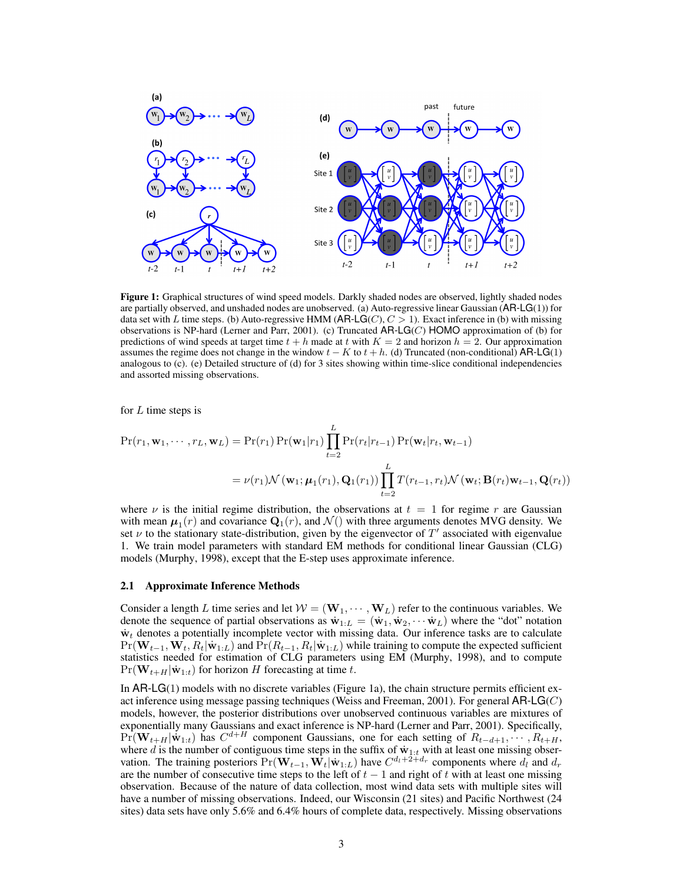(a)

(b)

(c)

(d)

(e)

past future

Site 1

Site 2

Site 3

t-2 t-1 t t+1 t+2

**Figure 1:** Graphical structures of wind speed models. Darkly shaded nodes are observed, lightly shaded nodes are partially observed, and unshaded nodes are unobserved. (a) Auto-regressive linear Gaussian (AR-LG(1)) for data set with $L$ time steps. (b) Auto-regressive HMM (AR-LG($C$), $C > 1$). Exact inference in (b) with missing observations is NP-hard (Lerner and Parr, 2001). (c) Truncated AR-LG($C$) HOMO approximation of (b) for predictions of wind speeds at target time $t + h$ made at $t$ with $K = 2$ and horizon $h = 2$. Our approximation assumes the regime does not change in the window $t - K$ to $t + h$. (d) Truncated (non-conditional) AR-LG(1) analogous to (c). (e) Detailed structure of (d) for 3 sites showing within time-slice conditional independencies and assorted missing observations.

for $L$ time steps is

$$
\begin{aligned}
\Pr(r_1, \mathbf{w}_1, \cdots, r_L, \mathbf{w}_L) &= \Pr(r_1) \Pr(\mathbf{w}_1 | r_1) \prod_{t=2}^{L} \Pr(r_t | r_{t-1}) \Pr(\mathbf{w}_t | r_t, \mathbf{w}_{t-1}) \\
&= \nu(r_1) \mathcal{N}(\mathbf{w}_1; \boldsymbol{\mu}_1(r_1), \mathbf{Q}_1(r_1)) \prod_{t=2}^{L} T(r_{t-1}, r_t) \mathcal{N}(\mathbf{w}_t; \mathbf{B}(r_t)\mathbf{w}_{t-1}, \mathbf{Q}(r_t))
\end{aligned}
$$

where $\nu$ is the initial regime distribution, the observations at $t = 1$ for regime $r$ are Gaussian with mean $\boldsymbol{\mu}_1(r)$ and covariance $\mathbf{Q}_1(r)$, and $\mathcal{N}()$ with three arguments denotes MVG density. We set $\nu$ to the stationary state-distribution, given by the eigenvector of $T'$ associated with eigenvalue 1. We train model parameters with standard EM methods for conditional linear Gaussian (CLG) models (Murphy, 1998), except that the E-step uses approximate inference.

### 2.1 Approximate Inference Methods

Consider a length $L$ time series and let $\mathcal{W} = (\mathbf{W}_1, \cdots, \mathbf{W}_L)$ refer to the continuous variables. We denote the sequence of partial observations as $\dot{\mathbf{w}}_{1:L} = (\dot{\mathbf{w}}_1, \dot{\mathbf{w}}_2, \cdots \dot{\mathbf{w}}_L)$ where the "dot" notation $\dot{\mathbf{w}}_t$ denotes a potentially incomplete vector with missing data. Our inference tasks are to calculate $\Pr(\mathbf{W}_{t-1}, \mathbf{W}_t, R_t | \dot{\mathbf{w}}_{1:L})$ and $\Pr(R_{t-1}, R_t | \dot{\mathbf{w}}_{1:L})$ while training to compute the expected sufficient statistics needed for estimation of CLG parameters using EM (Murphy, 1998), and to compute $\Pr(\mathbf{W}_{t+H} | \dot{\mathbf{w}}_{1:t})$ for horizon $H$ forecasting at time $t$.

In AR-LG(1) models with no discrete variables (Figure 1a), the chain structure permits efficient exact inference using message passing techniques (Weiss and Freeman, 2001). For general AR-LG($C$) models, however, the posterior distributions over unobserved continuous variables are mixtures of exponentially many Gaussians and exact inference is NP-hard (Lerner and Parr, 2001). Specifically, $\Pr(\mathbf{W}_{t+H} | \dot{\mathbf{w}}_{1:t})$ has $C^{d+H}$ component Gaussians, one for each setting of $R_{t-d+1}, \cdots, R_{t+H}$, where $d$ is the number of contiguous time steps in the suffix of $\dot{\mathbf{w}}_{1:t}$ with at least one missing observation. The training posteriors $\Pr(\mathbf{W}_{t-1}, \mathbf{W}_t | \dot{\mathbf{w}}_{1:L})$ have $C^{d_l+2+d_r}$ components where $d_l$ and $d_r$ are the number of consecutive time steps to the left of $t-1$ and right of $t$ with at least one missing observation. Because of the nature of data collection, most wind data sets with multiple sites will have a number of missing observations. Indeed, our Wisconsin (21 sites) and Pacific Northwest (24 sites) data sets have only 5.6% and 6.4% hours of complete data, respectively. Missing observations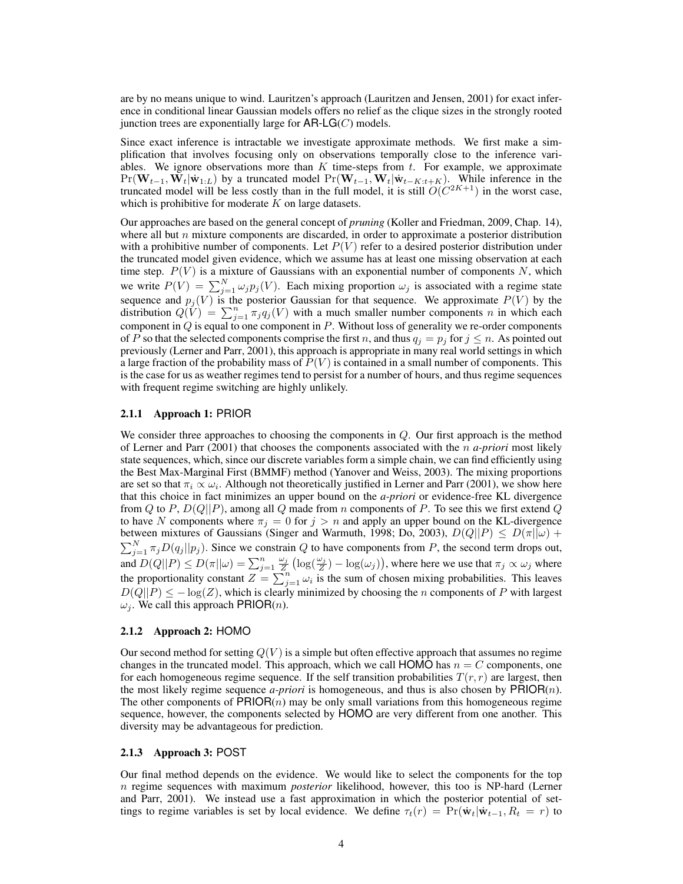are by no means unique to wind. Lauritzen's approach (Lauritzen and Jensen, 2001) for exact inference in conditional linear Gaussian models offers no relief as the clique sizes in the strongly rooted junction trees are exponentially large for AR-LG($C$) models.

Since exact inference is intractable we investigate approximate methods. We first make a simplification that involves focusing only on observations temporally close to the inference variables. We ignore observations more than $K$ time-steps from $t$. For example, we approximate $\Pr(\mathbf{W}_{t-1}, \mathbf{W}_t | \dot{\mathbf{w}}_{1:L})$ by a truncated model $\Pr(\mathbf{W}_{t-1}, \mathbf{W}_t | \dot{\mathbf{w}}_{t-K:t+K})$. While inference in the truncated model will be less costly than in the full model, it is still $O(C^{2K+1})$ in the worst case, which is prohibitive for moderate $K$ on large datasets.

Our approaches are based on the general concept of *pruning* (Koller and Friedman, 2009, Chap. 14), where all but $n$ mixture components are discarded, in order to approximate a posterior distribution with a prohibitive number of components. Let $P(V)$ refer to a desired posterior distribution under the truncated model given evidence, which we assume has at least one missing observation at each time step. $P(V)$ is a mixture of Gaussians with an exponential number of components $N$, which we write $P(V) = \sum_{j=1}^{N} \omega_j p_j(V)$. Each mixing proportion $\omega_j$ is associated with a regime state sequence and $p_j(V)$ is the posterior Gaussian for that sequence. We approximate $P(V)$ by the distribution $Q(V) = \sum_{j=1}^{n} \pi_j q_j(V)$ with a much smaller number components $n$ in which each component in $Q$ is equal to one component in $P$. Without loss of generality we re-order components of $P$ so that the selected components comprise the first $n$, and thus $q_j = p_j$ for $j \leq n$. As pointed out previously (Lerner and Parr, 2001), this approach is appropriate in many real world settings in which a large fraction of the probability mass of $P(V)$ is contained in a small number of components. This is the case for us as weather regimes tend to persist for a number of hours, and thus regime sequences with frequent regime switching are highly unlikely.

### 2.1.1 Approach 1: PRIOR

We consider three approaches to choosing the components in $Q$. Our first approach is the method of Lerner and Parr (2001) that chooses the components associated with the $n$ *a-priori* most likely state sequences, which, since our discrete variables form a simple chain, we can find efficiently using the Best Max-Marginal First (BMMF) method (Yanover and Weiss, 2003). The mixing proportions are set so that $\pi_i \propto \omega_i$. Although not theoretically justified in Lerner and Parr (2001), we show here that this choice in fact minimizes an upper bound on the *a-priori* or evidence-free KL divergence from $Q$ to $P$, $D(Q||P)$, among all $Q$ made from $n$ components of $P$. To see this we first extend $Q$ to have $N$ components where $\pi_j = 0$ for $j > n$ and apply an upper bound on the KL-divergence between mixtures of Gaussians (Singer and Warmuth, 1998; Do, 2003), $D(Q||P) \leq D(\pi||\omega) + \sum_{j=1}^{N} \pi_j D(q_j||p_j)$. Since we constrain $Q$ to have components from $P$, the second term drops out, and $D(Q||P) \leq D(\pi||\omega) = \sum_{j=1}^{n} \frac{\omega_j}{Z} \left(\log(\frac{\omega_j}{Z}) - \log(\omega_j)\right)$, where here we use that $\pi_j \propto \omega_j$ where the proportionality constant $Z = \sum_{j=1}^{n} \omega_i$ is the sum of chosen mixing probabilities. This leaves $D(Q||P) \leq -\log(Z)$, which is clearly minimized by choosing the $n$ components of $P$ with largest $\omega_j$. We call this approach PRIOR($n$).

### 2.1.2 Approach 2: HOMO

Our second method for setting $Q(V)$ is a simple but often effective approach that assumes no regime changes in the truncated model. This approach, which we call HOMO has $n = C$ components, one for each homogeneous regime sequence. If the self transition probabilities $T(r, r)$ are largest, then the most likely regime sequence *a-priori* is homogeneous, and thus is also chosen by PRIOR($n$). The other components of PRIOR($n$) may be only small variations from this homogeneous regime sequence, however, the components selected by HOMO are very different from one another. This diversity may be advantageous for prediction.

### 2.1.3 Approach 3: POST

Our final method depends on the evidence. We would like to select the components for the top $n$ regime sequences with maximum *posterior* likelihood, however, this too is NP-hard (Lerner and Parr, 2001). We instead use a fast approximation in which the posterior potential of settings to regime variables is set by local evidence. We define $\tau_t(r) = \Pr(\dot{\mathbf{w}}_t | \dot{\mathbf{w}}_{t-1}, R_t = r)$ to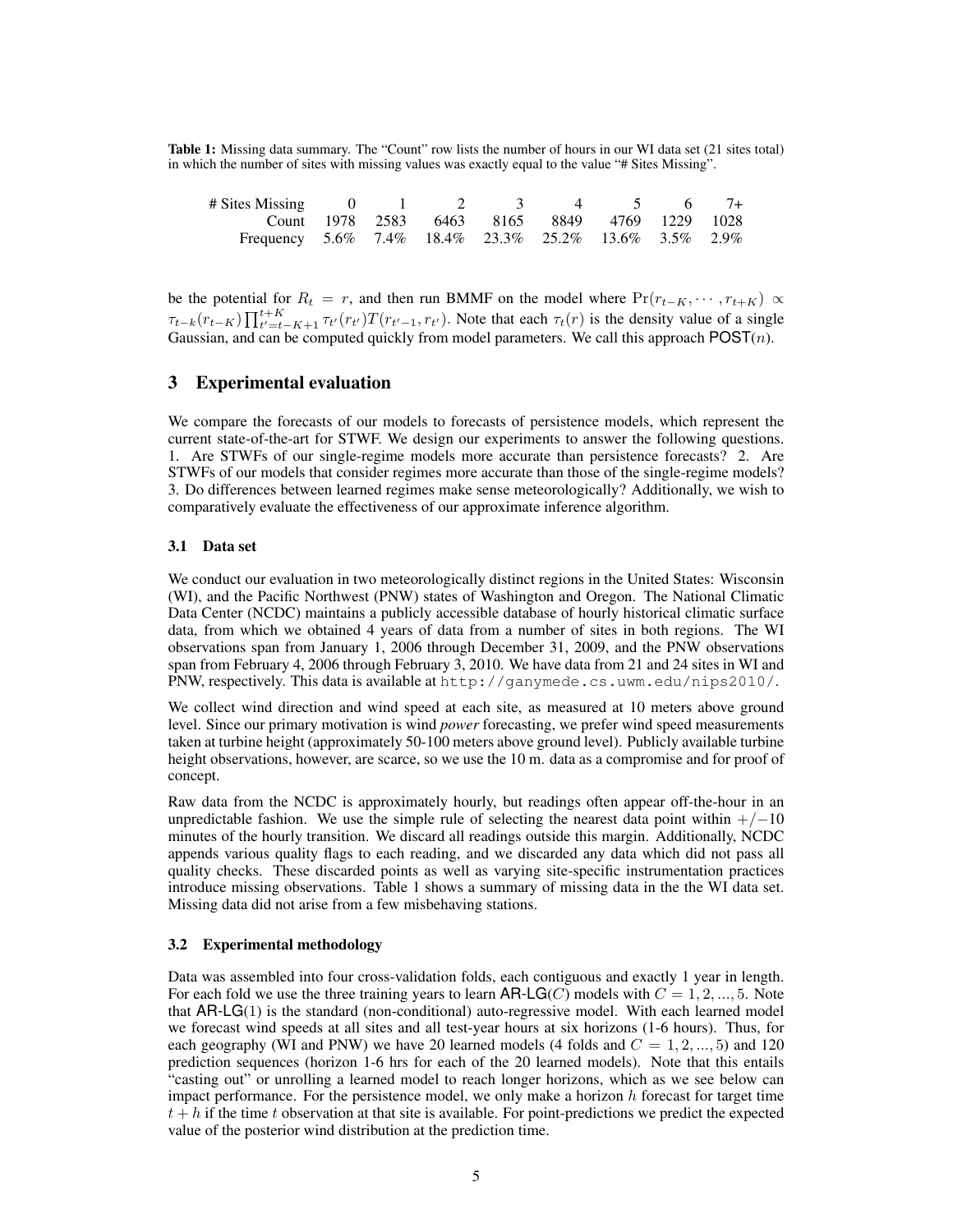**Table 1:** Missing data summary. The "Count" row lists the number of hours in our WI data set (21 sites total) in which the number of sites with missing values was exactly equal to the value "# Sites Missing".

| # Sites Missing | 0 | 1 | 2 | 3 | 4 | 5 | 6 | 7+ |
|---|---|---|---|---|---|---|---|---|
| Count | 1978 | 2583 | 6463 | 8165 | 8849 | 4769 | 1229 | 1028 |
| Frequency | 5.6% | 7.4% | 18.4% | 23.3% | 25.2% | 13.6% | 3.5% | 2.9% |

be the potential for $R_t = r$, and then run BMMF on the model where $\Pr(r_{t-K}, \cdots, r_{t+K}) \propto \tau_{t-k}(r_{t-K}) \prod_{t'=t-K+1}^{t+K} \tau_{t'}(r_{t'}) T(r_{t'-1}, r_{t'})$. Note that each $\tau_t(r)$ is the density value of a single Gaussian, and can be computed quickly from model parameters. We call this approach POST($n$).

## 3 Experimental evaluation

We compare the forecasts of our models to forecasts of persistence models, which represent the current state-of-the-art for STWF. We design our experiments to answer the following questions. 1. Are STWFs of our single-regime models more accurate than persistence forecasts? 2. Are STWFs of our models that consider regimes more accurate than those of the single-regime models? 3. Do differences between learned regimes make sense meteorologically? Additionally, we wish to comparatively evaluate the effectiveness of our approximate inference algorithm.

### 3.1 Data set

We conduct our evaluation in two meteorologically distinct regions in the United States: Wisconsin (WI), and the Pacific Northwest (PNW) states of Washington and Oregon. The National Climatic Data Center (NCDC) maintains a publicly accessible database of hourly historical climatic surface data, from which we obtained 4 years of data from a number of sites in both regions. The WI observations span from January 1, 2006 through December 31, 2009, and the PNW observations span from February 4, 2006 through February 3, 2010. We have data from 21 and 24 sites in WI and PNW, respectively. This data is available at http://ganymede.cs.uwm.edu/nips2010/.

We collect wind direction and wind speed at each site, as measured at 10 meters above ground level. Since our primary motivation is wind *power* forecasting, we prefer wind speed measurements taken at turbine height (approximately 50-100 meters above ground level). Publicly available turbine height observations, however, are scarce, so we use the 10 m. data as a compromise and for proof of concept.

Raw data from the NCDC is approximately hourly, but readings often appear off-the-hour in an unpredictable fashion. We use the simple rule of selecting the nearest data point within $+/-10$ minutes of the hourly transition. We discard all readings outside this margin. Additionally, NCDC appends various quality flags to each reading, and we discarded any data which did not pass all quality checks. These discarded points as well as varying site-specific instrumentation practices introduce missing observations. Table 1 shows a summary of missing data in the the WI data set. Missing data did not arise from a few misbehaving stations.

### 3.2 Experimental methodology

Data was assembled into four cross-validation folds, each contiguous and exactly 1 year in length. For each fold we use the three training years to learn AR-LG($C$) models with $C = 1, 2, ..., 5$. Note that AR-LG(1) is the standard (non-conditional) auto-regressive model. With each learned model we forecast wind speeds at all sites and all test-year hours at six horizons (1-6 hours). Thus, for each geography (WI and PNW) we have 20 learned models (4 folds and $C = 1, 2, ..., 5$) and 120 prediction sequences (horizon 1-6 hrs for each of the 20 learned models). Note that this entails "casting out" or unrolling a learned model to reach longer horizons, which as we see below can impact performance. For the persistence model, we only make a horizon $h$ forecast for target time $t + h$ if the time $t$ observation at that site is available. For point-predictions we predict the expected value of the posterior wind distribution at the prediction time.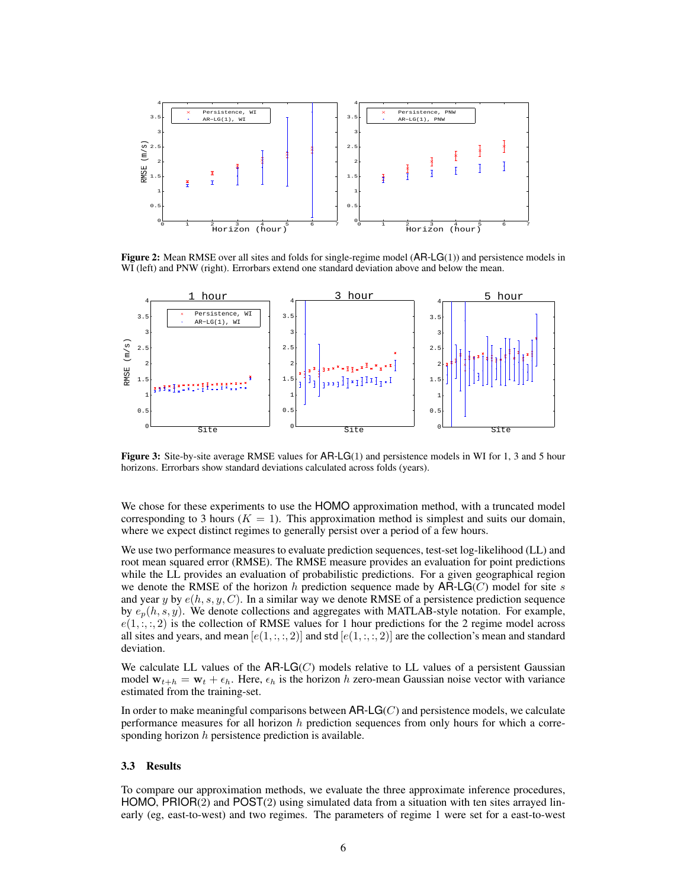Persistence, WI
AR-LG(1), WI
RMSE (m/s)
Horizon (hour)

Persistence, PNW
AR-LG(1), PNW
Horizon (hour)

**Figure 2:** Mean RMSE over all sites and folds for single-regime model (AR-LG(1)) and persistence models in WI (left) and PNW (right). Errorbars extend one standard deviation above and below the mean.

1 hour
3 hour
5 hour
Persistence, WI
AR-LG(1), WI
RMSE (m/s)
Site

**Figure 3:** Site-by-site average RMSE values for AR-LG(1) and persistence models in WI for 1, 3 and 5 hour horizons. Errorbars show standard deviations calculated across folds (years).

We chose for these experiments to use the HOMO approximation method, with a truncated model corresponding to 3 hours ($K = 1$). This approximation method is simplest and suits our domain, where we expect distinct regimes to generally persist over a period of a few hours.

We use two performance measures to evaluate prediction sequences, test-set log-likelihood (LL) and root mean squared error (RMSE). The RMSE measure provides an evaluation for point predictions while the LL provides an evaluation of probabilistic predictions. For a given geographical region we denote the RMSE of the horizon $h$ prediction sequence made by AR-LG($C$) model for site $s$ and year $y$ by $e(h, s, y, C)$. In a similar way we denote RMSE of a persistence prediction sequence by $e_p(h, s, y)$. We denote collections and aggregates with MATLAB-style notation. For example, $e(1, :, :, 2)$ is the collection of RMSE values for 1 hour predictions for the 2 regime model across all sites and years, and mean $[e(1, :, :, 2)]$ and std $[e(1, :, :, 2)]$ are the collection's mean and standard deviation.

We calculate LL values of the AR-LG($C$) models relative to LL values of a persistent Gaussian model $\mathbf{w}_{t+h} = \mathbf{w}_t + \epsilon_h$. Here, $\epsilon_h$ is the horizon $h$ zero-mean Gaussian noise vector with variance estimated from the training-set.

In order to make meaningful comparisons between AR-LG($C$) and persistence models, we calculate performance measures for all horizon $h$ prediction sequences from only hours for which a corresponding horizon $h$ persistence prediction is available.

### 3.3 Results

To compare our approximation methods, we evaluate the three approximate inference procedures, HOMO, PRIOR(2) and POST(2) using simulated data from a situation with ten sites arrayed linearly (eg, east-to-west) and two regimes. The parameters of regime 1 were set for a east-to-west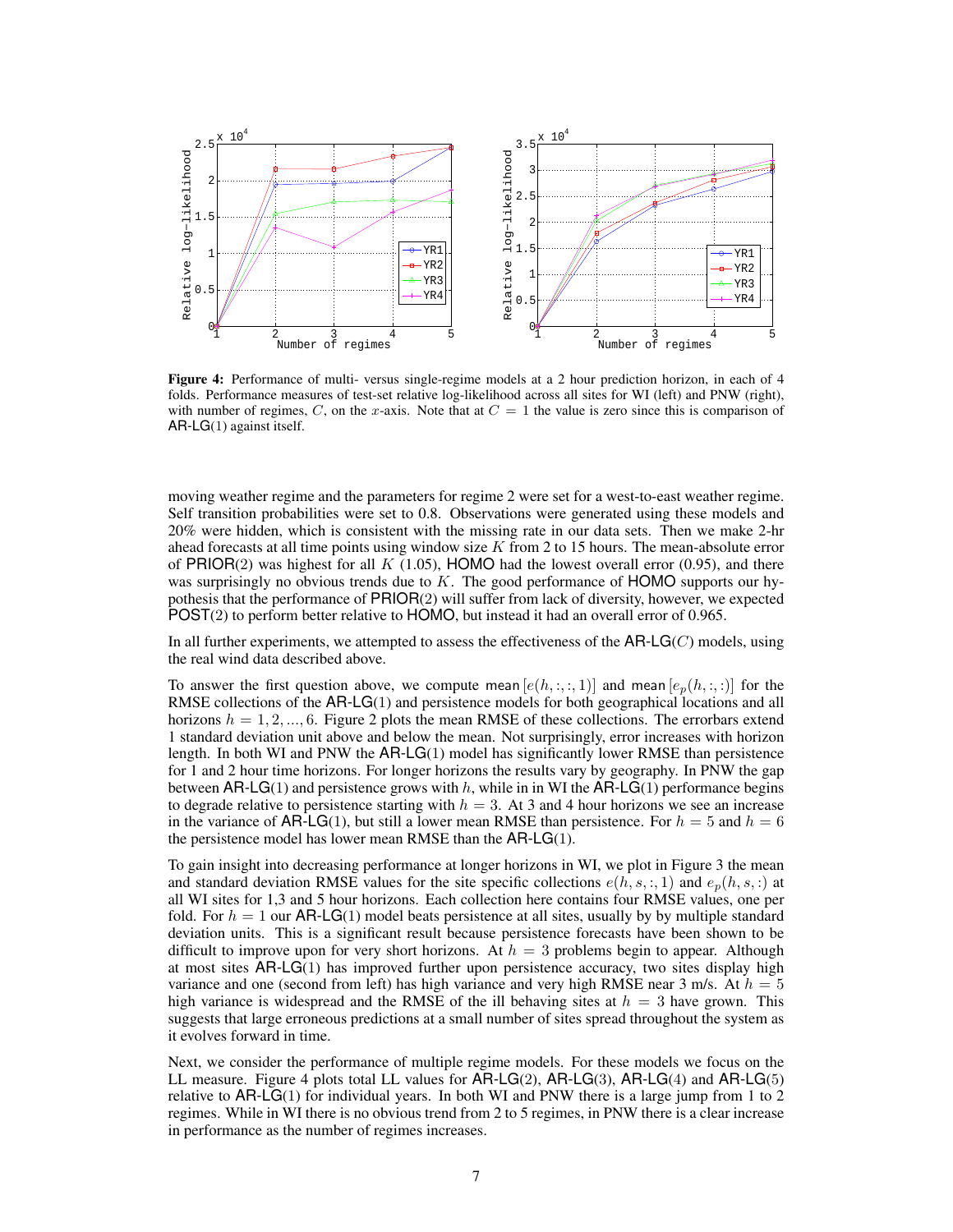x 10^4

2.5

2

1.5

1

0.5

0

Relative log-likelihood

1 2 3 4 5

Number of regimes

YR1
YR2
YR3
YR4

x 10^4

3.5

3

2.5

2

1.5

1

0.5

0

Relative log-likelihood

1 2 3 4 5

Number of regimes

YR1
YR2
YR3
YR4

**Figure 4:** Performance of multi- versus single-regime models at a 2 hour prediction horizon, in each of 4 folds. Performance measures of test-set relative log-likelihood across all sites for WI (left) and PNW (right), with number of regimes, $C$, on the $x$-axis. Note that at $C = 1$ the value is zero since this is comparison of AR-LG(1) against itself.

moving weather regime and the parameters for regime 2 were set for a west-to-east weather regime. Self transition probabilities were set to 0.8. Observations were generated using these models and 20% were hidden, which is consistent with the missing rate in our data sets. Then we make 2-hr ahead forecasts at all time points using window size $K$ from 2 to 15 hours. The mean-absolute error of PRIOR(2) was highest for all $K$ (1.05), HOMO had the lowest overall error (0.95), and there was surprisingly no obvious trends due to $K$. The good performance of HOMO supports our hypothesis that the performance of PRIOR(2) will suffer from lack of diversity, however, we expected POST(2) to perform better relative to HOMO, but instead it had an overall error of 0.965.

In all further experiments, we attempted to assess the effectiveness of the AR-LG($C$) models, using the real wind data described above.

To answer the first question above, we compute mean $[e(h, :, :, 1)]$ and mean $[e_p(h, :, :)]$ for the RMSE collections of the AR-LG(1) and persistence models for both geographical locations and all horizons $h = 1, 2, ..., 6$. Figure 2 plots the mean RMSE of these collections. The errorbars extend 1 standard deviation unit above and below the mean. Not surprisingly, error increases with horizon length. In both WI and PNW the AR-LG(1) model has significantly lower RMSE than persistence for 1 and 2 hour time horizons. For longer horizons the results vary by geography. In PNW the gap between AR-LG(1) and persistence grows with $h$, while in in WI the AR-LG(1) performance begins to degrade relative to persistence starting with $h = 3$. At 3 and 4 hour horizons we see an increase in the variance of AR-LG(1), but still a lower mean RMSE than persistence. For $h = 5$ and $h = 6$ the persistence model has lower mean RMSE than the AR-LG(1).

To gain insight into decreasing performance at longer horizons in WI, we plot in Figure 3 the mean and standard deviation RMSE values for the site specific collections $e(h, s, :, 1)$ and $e_p(h, s, :)$ at all WI sites for 1,3 and 5 hour horizons. Each collection here contains four RMSE values, one per fold. For $h = 1$ our AR-LG(1) model beats persistence at all sites, usually by by multiple standard deviation units. This is a significant result because persistence forecasts have been shown to be difficult to improve upon for very short horizons. At $h = 3$ problems begin to appear. Although at most sites AR-LG(1) has improved further upon persistence accuracy, two sites display high variance and one (second from left) has high variance and very high RMSE near 3 m/s. At $h = 5$ high variance is widespread and the RMSE of the ill behaving sites at $h = 3$ have grown. This suggests that large erroneous predictions at a small number of sites spread throughout the system as it evolves forward in time.

Next, we consider the performance of multiple regime models. For these models we focus on the LL measure. Figure 4 plots total LL values for AR-LG(2), AR-LG(3), AR-LG(4) and AR-LG(5) relative to AR-LG(1) for individual years. In both WI and PNW there is a large jump from 1 to 2 regimes. While in WI there is no obvious trend from 2 to 5 regimes, in PNW there is a clear increase in performance as the number of regimes increases.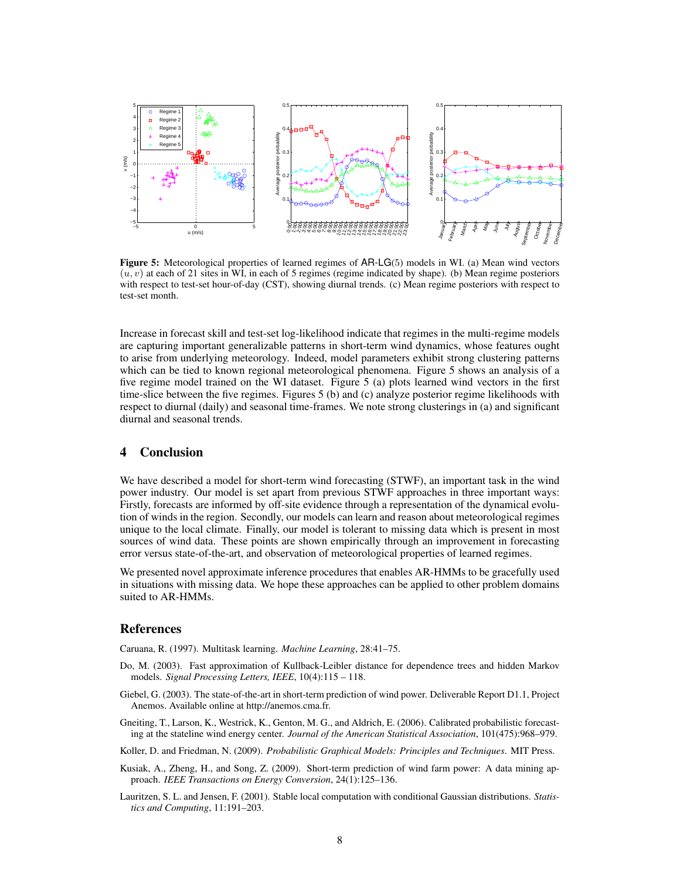Regime 1
Regime 2
Regime 3
Regime 4
Regime 5

v (m/s)
u (m/s)

Average posterior probability

0:00 1:00 2:00 3:00 4:00 5:00 6:00 7:00 8:00 9:00 10:00 11:00 12:00 13:00 14:00 15:00 16:00 17:00 18:00 19:00 20:00 21:00 22:00 23:00

January February March April May June July August September October November December

**Figure 5:** Meteorological properties of learned regimes of AR-LG(5) models in WI. (a) Mean wind vectors $(u, v)$ at each of 21 sites in WI, in each of 5 regimes (regime indicated by shape). (b) Mean regime posteriors with respect to test-set hour-of-day (CST), showing diurnal trends. (c) Mean regime posteriors with respect to test-set month.

Increase in forecast skill and test-set log-likelihood indicate that regimes in the multi-regime models are capturing important generalizable patterns in short-term wind dynamics, whose features ought to arise from underlying meteorology. Indeed, model parameters exhibit strong clustering patterns which can be tied to known regional meteorological phenomena. Figure 5 shows an analysis of a five regime model trained on the WI dataset. Figure 5 (a) plots learned wind vectors in the first time-slice between the five regimes. Figures 5 (b) and (c) analyze posterior regime likelihoods with respect to diurnal (daily) and seasonal time-frames. We note strong clusterings in (a) and significant diurnal and seasonal trends.

## 4 Conclusion

We have described a model for short-term wind forecasting (STWF), an important task in the wind power industry. Our model is set apart from previous STWF approaches in three important ways: Firstly, forecasts are informed by off-site evidence through a representation of the dynamical evolution of winds in the region. Secondly, our models can learn and reason about meteorological regimes unique to the local climate. Finally, our model is tolerant to missing data which is present in most sources of wind data. These points are shown empirically through an improvement in forecasting error versus state-of-the-art, and observation of meteorological properties of learned regimes.

We presented novel approximate inference procedures that enables AR-HMMs to be gracefully used in situations with missing data. We hope these approaches can be applied to other problem domains suited to AR-HMMs.

## References

Caruana, R. (1997). Multitask learning. *Machine Learning*, 28:41–75.

Do, M. (2003). Fast approximation of Kullback-Leibler distance for dependence trees and hidden Markov models. *Signal Processing Letters, IEEE*, 10(4):115 – 118.

Giebel, G. (2003). The state-of-the-art in short-term prediction of wind power. Deliverable Report D1.1, Project Anemos. Available online at http://anemos.cma.fr.

Gneiting, T., Larson, K., Westrick, K., Genton, M. G., and Aldrich, E. (2006). Calibrated probabilistic forecasting at the stateline wind energy center. *Journal of the American Statistical Association*, 101(475):968–979.

Koller, D. and Friedman, N. (2009). *Probabilistic Graphical Models: Principles and Techniques*. MIT Press.

Kusiak, A., Zheng, H., and Song, Z. (2009). Short-term prediction of wind farm power: A data mining approach. *IEEE Transactions on Energy Conversion*, 24(1):125–136.

Lauritzen, S. L. and Jensen, F. (2001). Stable local computation with conditional Gaussian distributions. *Statistics and Computing*, 11:191–203.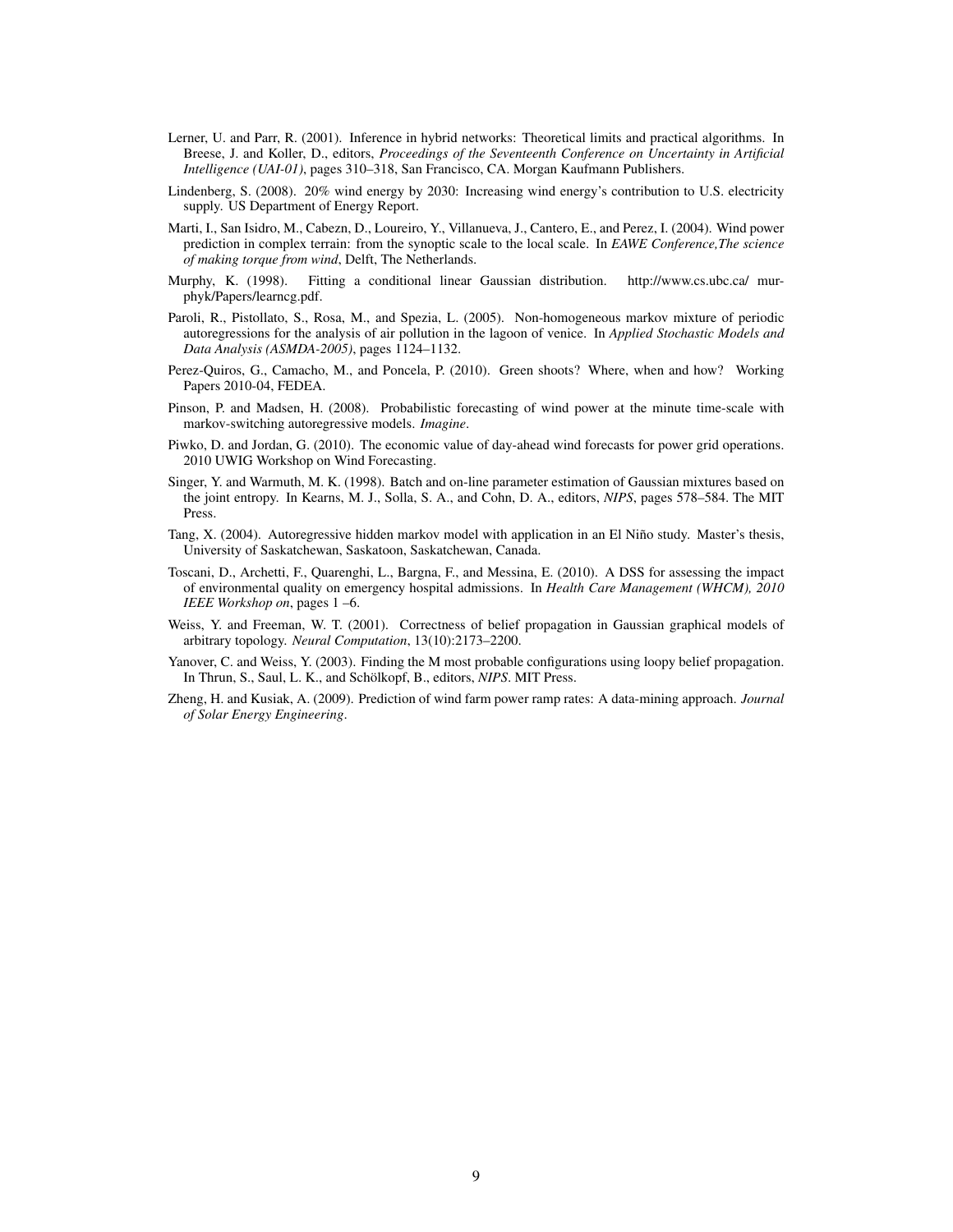Lerner, U. and Parr, R. (2001). Inference in hybrid networks: Theoretical limits and practical algorithms. In Breese, J. and Koller, D., editors, *Proceedings of the Seventeenth Conference on Uncertainty in Artificial Intelligence (UAI-01)*, pages 310–318, San Francisco, CA. Morgan Kaufmann Publishers.

Lindenberg, S. (2008). 20% wind energy by 2030: Increasing wind energy's contribution to U.S. electricity supply. US Department of Energy Report.

Marti, I., San Isidro, M., Cabezn, D., Loureiro, Y., Villanueva, J., Cantero, E., and Perez, I. (2004). Wind power prediction in complex terrain: from the synoptic scale to the local scale. In *EAWE Conference,The science of making torque from wind*, Delft, The Netherlands.

Murphy, K. (1998). Fitting a conditional linear Gaussian distribution. http://www.cs.ubc.ca/ murphyk/Papers/learncg.pdf.

Paroli, R., Pistollato, S., Rosa, M., and Spezia, L. (2005). Non-homogeneous markov mixture of periodic autoregressions for the analysis of air pollution in the lagoon of venice. In *Applied Stochastic Models and Data Analysis (ASMDA-2005)*, pages 1124–1132.

Perez-Quiros, G., Camacho, M., and Poncela, P. (2010). Green shoots? Where, when and how? Working Papers 2010-04, FEDEA.

Pinson, P. and Madsen, H. (2008). Probabilistic forecasting of wind power at the minute time-scale with markov-switching autoregressive models. *Imagine*.

Piwko, D. and Jordan, G. (2010). The economic value of day-ahead wind forecasts for power grid operations. 2010 UWIG Workshop on Wind Forecasting.

Singer, Y. and Warmuth, M. K. (1998). Batch and on-line parameter estimation of Gaussian mixtures based on the joint entropy. In Kearns, M. J., Solla, S. A., and Cohn, D. A., editors, *NIPS*, pages 578–584. The MIT Press.

Tang, X. (2004). Autoregressive hidden markov model with application in an El Niño study. Master's thesis, University of Saskatchewan, Saskatoon, Saskatchewan, Canada.

Toscani, D., Archetti, F., Quarenghi, L., Bargna, F., and Messina, E. (2010). A DSS for assessing the impact of environmental quality on emergency hospital admissions. In *Health Care Management (WHCM), 2010 IEEE Workshop on*, pages 1 –6.

Weiss, Y. and Freeman, W. T. (2001). Correctness of belief propagation in Gaussian graphical models of arbitrary topology. *Neural Computation*, 13(10):2173–2200.

Yanover, C. and Weiss, Y. (2003). Finding the M most probable configurations using loopy belief propagation. In Thrun, S., Saul, L. K., and Schölkopf, B., editors, *NIPS*. MIT Press.

Zheng, H. and Kusiak, A. (2009). Prediction of wind farm power ramp rates: A data-mining approach. *Journal of Solar Energy Engineering*.